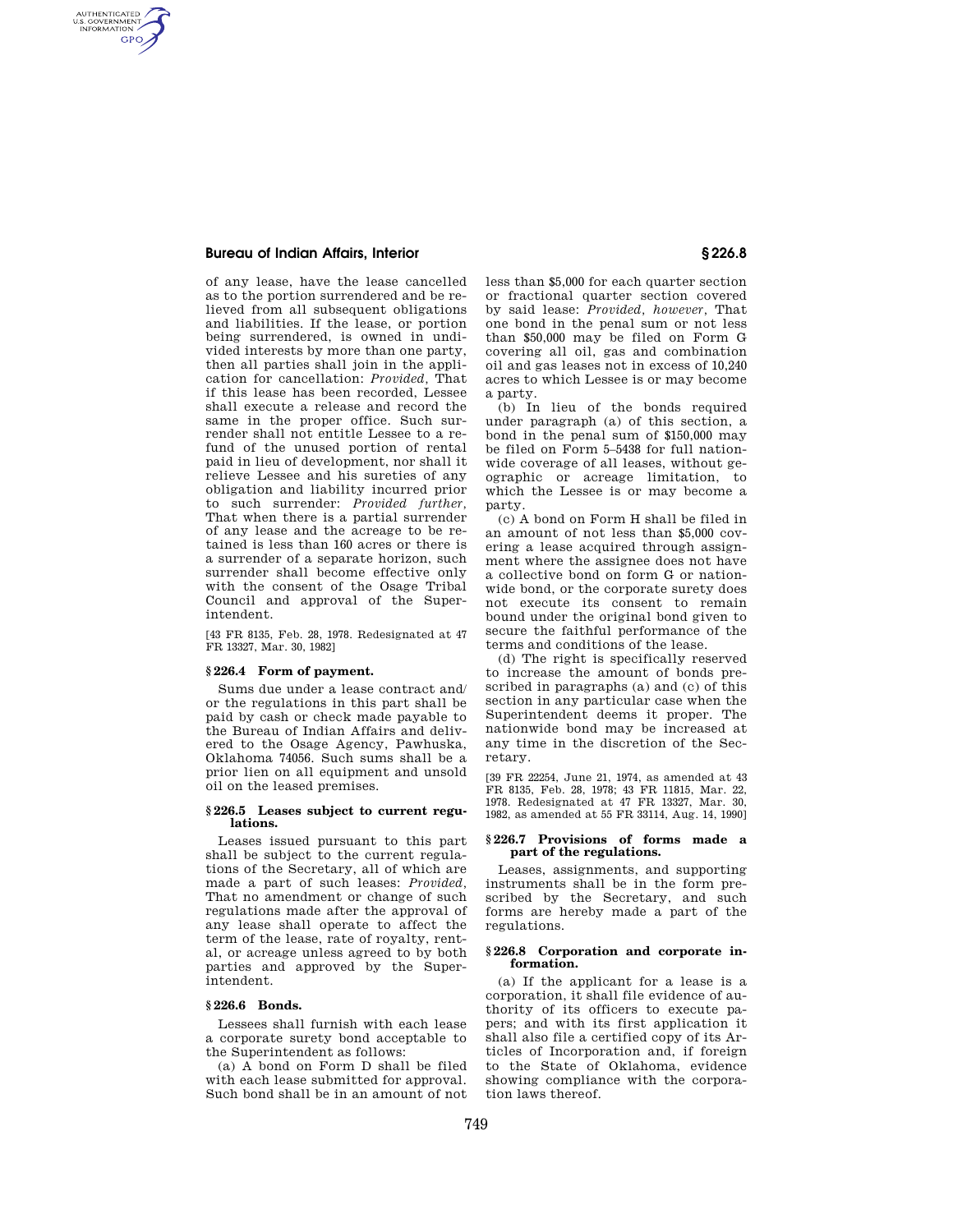of any lease, have the lease cancelled as to the portion surrendered and be relieved from all subsequent obligations and liabilities. If the lease, or portion being surrendered, is owned in undivided interests by more than one party, then all parties shall join in the application for cancellation: *Provided,* That if this lease has been recorded, Lessee shall execute a release and record the same in the proper office. Such surrender shall not entitle Lessee to a refund of the unused portion of rental paid in lieu of development, nor shall it relieve Lessee and his sureties of any obligation and liability incurred prior to such surrender: *Provided further,* That when there is a partial surrender of any lease and the acreage to be retained is less than 160 acres or there is a surrender of a separate horizon, such surrender shall become effective only with the consent of the Osage Tribal Council and approval of the Superintendent.

[43 FR 8135, Feb. 28, 1978. Redesignated at 47 FR 13327, Mar. 30, 1982]

### § 226.4 Form of payment.

Sums due under a lease contract and/or the regulations in this part shall be paid by cash or check made payable to the Bureau of Indian Affairs and delivered to the Osage Agency, Pawhuska, Oklahoma 74056. Such sums shall be a prior lien on all equipment and unsold oil on the leased premises.

### § 226.5 Leases subject to current regulations.

Leases issued pursuant to this part shall be subject to the current regulations of the Secretary, all of which are made a part of such leases: *Provided,* That no amendment or change of such regulations made after the approval of any lease shall operate to affect the term of the lease, rate of royalty, rental, or acreage unless agreed to by both parties and approved by the Superintendent.

### § 226.6 Bonds.

Lessees shall furnish with each lease a corporate surety bond acceptable to the Superintendent as follows:

(a) A bond on Form D shall be filed with each lease submitted for approval. Such bond shall be in an amount of not less than $5,000 for each quarter section or fractional quarter section covered by said lease: *Provided, however,* That one bond in the penal sum or not less than $50,000 may be filed on Form G covering all oil, gas and combination oil and gas leases not in excess of 10,240 acres to which Lessee is or may become a party.

(b) In lieu of the bonds required under paragraph (a) of this section, a bond in the penal sum of $150,000 may be filed on Form 5–5438 for full nationwide coverage of all leases, without geographic or acreage limitation, to which the Lessee is or may become a party.

(c) A bond on Form H shall be filed in an amount of not less than $5,000 covering a lease acquired through assignment where the assignee does not have a collective bond on form G or nationwide bond, or the corporate surety does not execute its consent to remain bound under the original bond given to secure the faithful performance of the terms and conditions of the lease.

(d) The right is specifically reserved to increase the amount of bonds prescribed in paragraphs (a) and (c) of this section in any particular case when the Superintendent deems it proper. The nationwide bond may be increased at any time in the discretion of the Secretary.

[39 FR 22254, June 21, 1974, as amended at 43 FR 8135, Feb. 28, 1978; 43 FR 11815, Mar. 22, 1978. Redesignated at 47 FR 13327, Mar. 30, 1982, as amended at 55 FR 33114, Aug. 14, 1990]

### § 226.7 Provisions of forms made a part of the regulations.

Leases, assignments, and supporting instruments shall be in the form prescribed by the Secretary, and such forms are hereby made a part of the regulations.

### § 226.8 Corporation and corporate information.

(a) If the applicant for a lease is a corporation, it shall file evidence of authority of its officers to execute papers; and with its first application it shall also file a certified copy of its Articles of Incorporation and, if foreign to the State of Oklahoma, evidence showing compliance with the corporation laws thereof.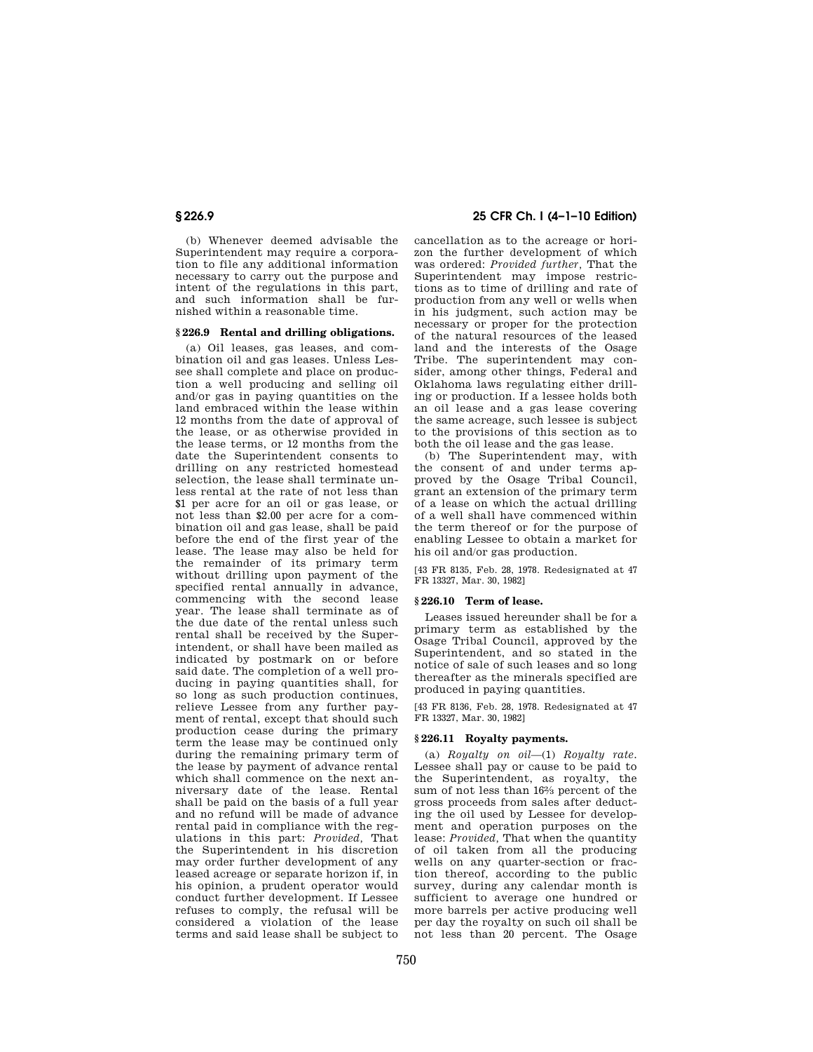(b) Whenever deemed advisable the Superintendent may require a corporation to file any additional information necessary to carry out the purpose and intent of the regulations in this part, and such information shall be furnished within a reasonable time.

### § 226.9 Rental and drilling obligations.

(a) Oil leases, gas leases, and combination oil and gas leases. Unless Lessee shall complete and place on production a well producing and selling oil and/or gas in paying quantities on the land embraced within the lease within 12 months from the date of approval of the lease, or as otherwise provided in the lease terms, or 12 months from the date the Superintendent consents to drilling on any restricted homestead selection, the lease shall terminate unless rental at the rate of not less than $1 per acre for an oil or gas lease, or not less than $2.00 per acre for a combination oil and gas lease, shall be paid before the end of the first year of the lease. The lease may also be held for the remainder of its primary term without drilling upon payment of the specified rental annually in advance, commencing with the second lease year. The lease shall terminate as of the due date of the rental unless such rental shall be received by the Superintendent, or shall have been mailed as indicated by postmark on or before said date. The completion of a well producing in paying quantities shall, for so long as such production continues, relieve Lessee from any further payment of rental, except that should such production cease during the primary term the lease may be continued only during the remaining primary term of the lease by payment of advance rental which shall commence on the next anniversary date of the lease. Rental shall be paid on the basis of a full year and no refund will be made of advance rental paid in compliance with the regulations in this part: *Provided,* That the Superintendent in his discretion may order further development of any leased acreage or separate horizon if, in his opinion, a prudent operator would conduct further development. If Lessee refuses to comply, the refusal will be considered a violation of the lease terms and said lease shall be subject to cancellation as to the acreage or horizon the further development of which was ordered: *Provided further,* That the Superintendent may impose restrictions as to time of drilling and rate of production from any well or wells when in his judgment, such action may be necessary or proper for the protection of the natural resources of the leased land and the interests of the Osage Tribe. The superintendent may consider, among other things, Federal and Oklahoma laws regulating either drilling or production. If a lessee holds both an oil lease and a gas lease covering the same acreage, such lessee is subject to the provisions of this section as to both the oil lease and the gas lease.

(b) The Superintendent may, with the consent of and under terms approved by the Osage Tribal Council, grant an extension of the primary term of a lease on which the actual drilling of a well shall have commenced within the term thereof or for the purpose of enabling Lessee to obtain a market for his oil and/or gas production.

[43 FR 8135, Feb. 28, 1978. Redesignated at 47 FR 13327, Mar. 30, 1982]

### § 226.10 Term of lease.

Leases issued hereunder shall be for a primary term as established by the Osage Tribal Council, approved by the Superintendent, and so stated in the notice of sale of such leases and so long thereafter as the minerals specified are produced in paying quantities.

[43 FR 8136, Feb. 28, 1978. Redesignated at 47 FR 13327, Mar. 30, 1982]

### § 226.11 Royalty payments.

(a) *Royalty on oil*—(1) *Royalty rate.* Lessee shall pay or cause to be paid to the Superintendent, as royalty, the sum of not less than 16⅔ percent of the gross proceeds from sales after deducting the oil used by Lessee for development and operation purposes on the lease: *Provided,* That when the quantity of oil taken from all the producing wells on any quarter-section or fraction thereof, according to the public survey, during any calendar month is sufficient to average one hundred or more barrels per active producing well per day the royalty on such oil shall be not less than 20 percent. The Osage